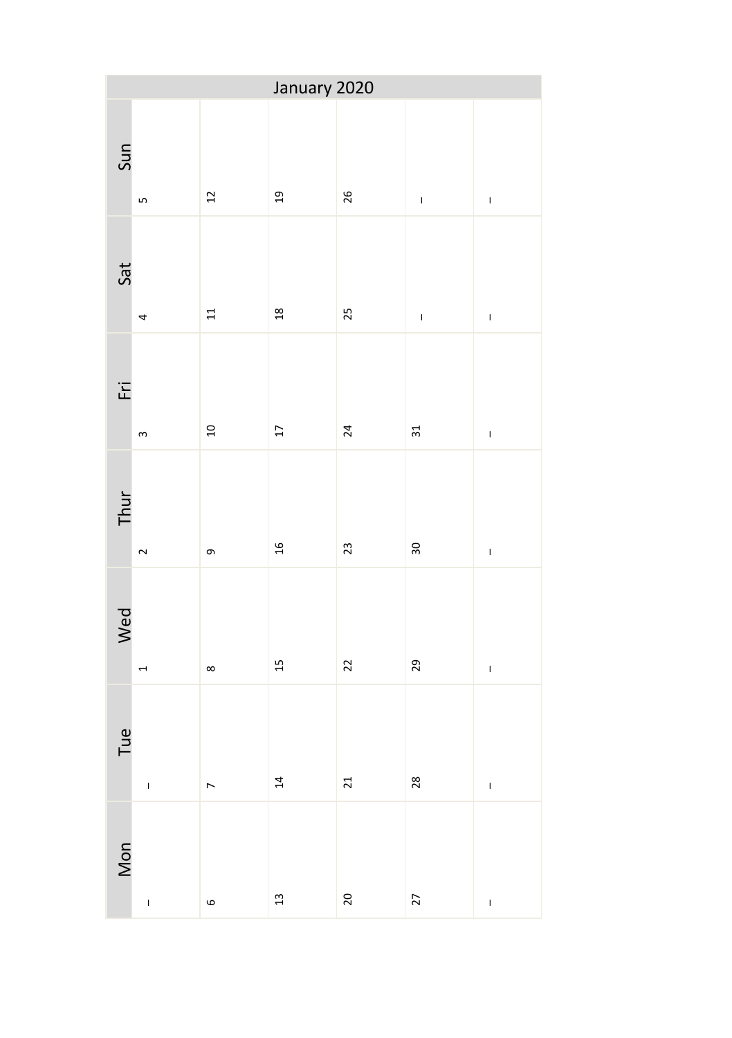# January 2020

| Mon | Tue | Wed | Thur | Fri | Sat | Sun |
|---|---|---|---|---|---|---|
| – | – | 1 | 2 | 3 | 4 | 5 |
| 6 | 7 | 8 | 9 | 10 | 11 | 12 |
| 13 | 14 | 15 | 16 | 17 | 18 | 19 |
| 20 | 21 | 22 | 23 | 24 | 25 | 26 |
| 27 | 28 | 29 | 30 | 31 | – | – |
| – | – | – | – | – | – | – |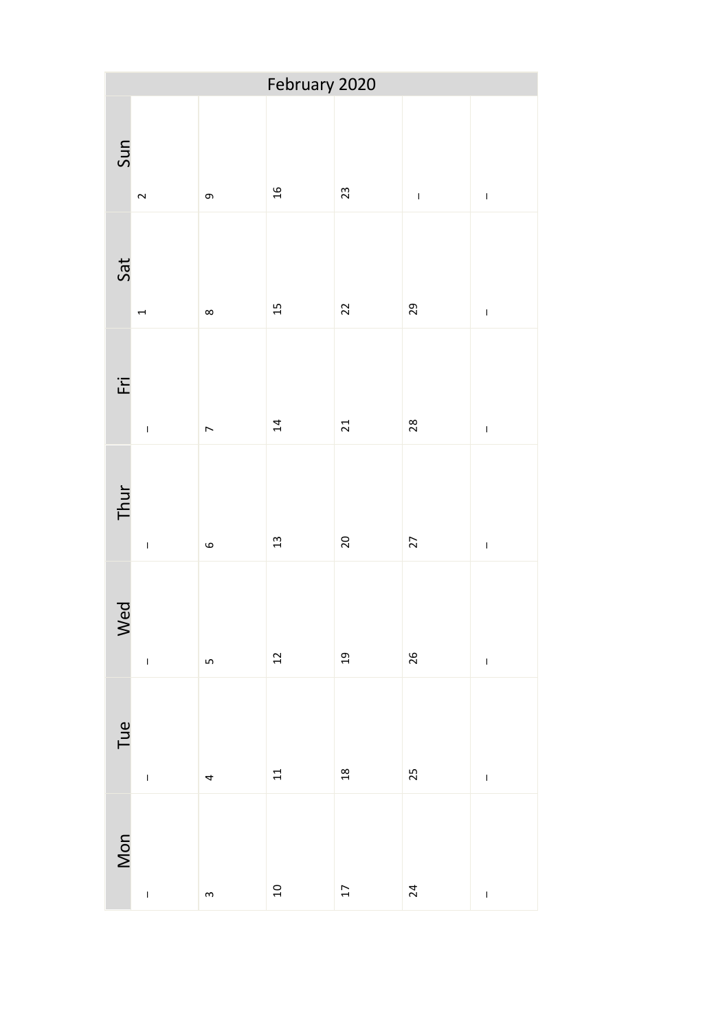# February 2020

| Mon | Tue | Wed | Thur | Fri | Sat | Sun |
|---|---|---|---|---|---|---|
| – | – | – | – | – | 1 | 2 |
| 3 | 4 | 5 | 6 | 7 | 8 | 9 |
| 10 | 11 | 12 | 13 | 14 | 15 | 16 |
| 17 | 18 | 19 | 20 | 21 | 22 | 23 |
| 24 | 25 | 26 | 27 | 28 | 29 | – |
| – | – | – | – | – | – | – |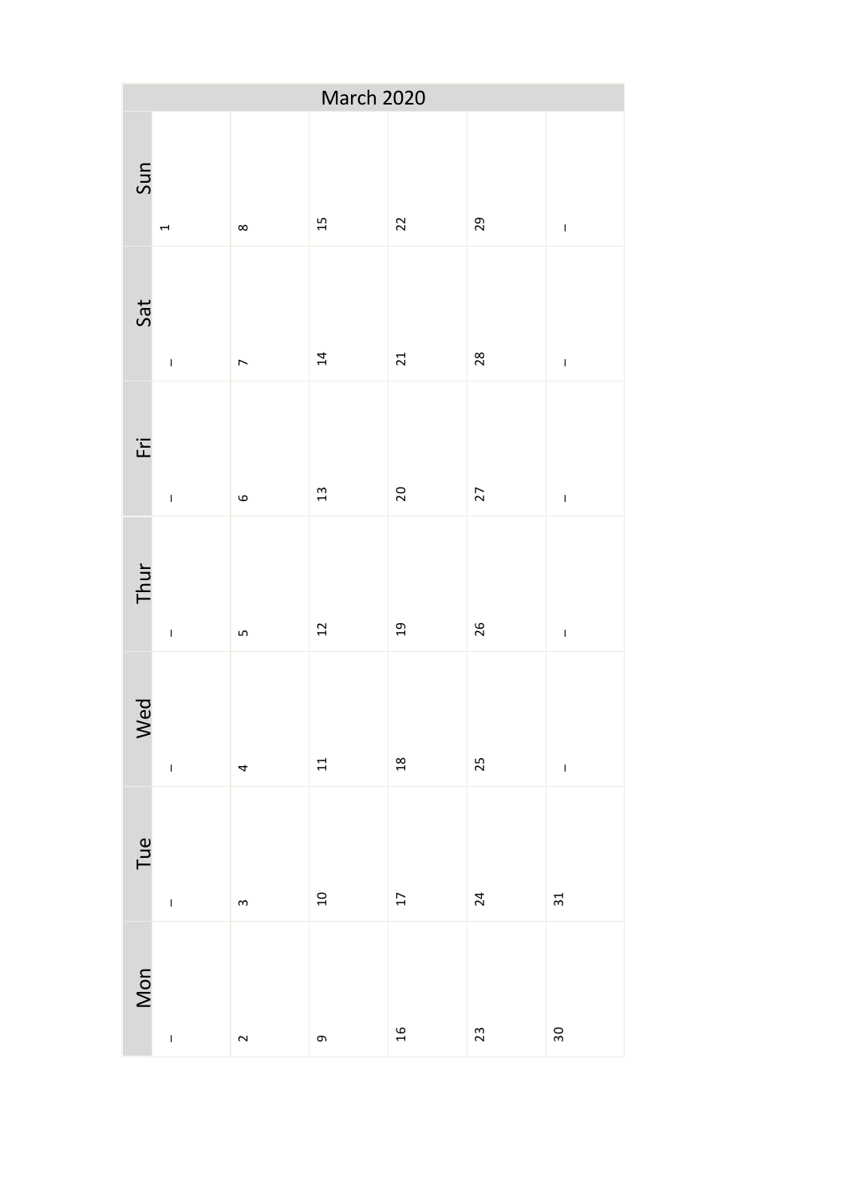# March 2020

| Mon | Tue | Wed | Thur | Fri | Sat | Sun |
| --- | --- | --- | --- | --- | --- | --- |
| – | – | – | – | – | – | 1 |
| 2 | 3 | 4 | 5 | 6 | 7 | 8 |
| 9 | 10 | 11 | 12 | 13 | 14 | 15 |
| 16 | 17 | 18 | 19 | 20 | 21 | 22 |
| 23 | 24 | 25 | 26 | 27 | 28 | 29 |
| 30 | 31 | – | – | – | – | – |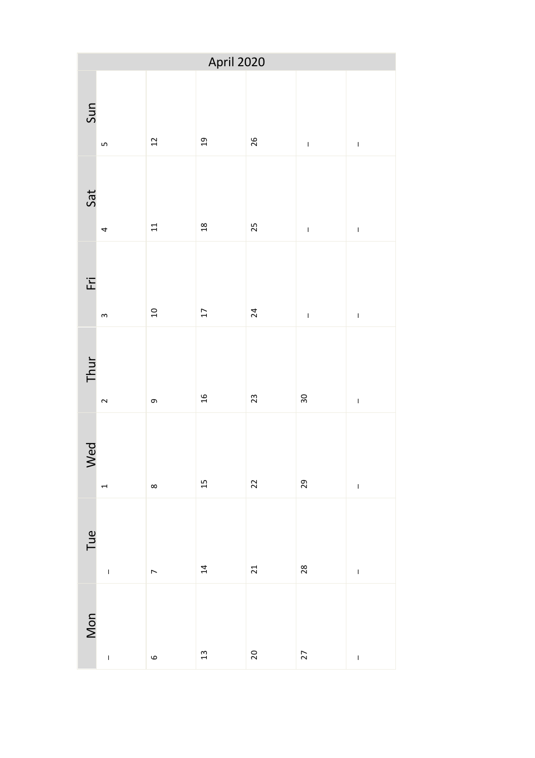| April 2020 | | | | | | |
|---|---|---|---|---|---|---|
| Mon | Tue | Wed | Thur | Fri | Sat | Sun |
| – | – | 1 | 2 | 3 | 4 | 5 |
| 6 | 7 | 8 | 9 | 10 | 11 | 12 |
| 13 | 14 | 15 | 16 | 17 | 18 | 19 |
| 20 | 21 | 22 | 23 | 24 | 25 | 26 |
| 27 | 28 | 29 | 30 | – | – | – |
| – | – | – | – | – | – | – |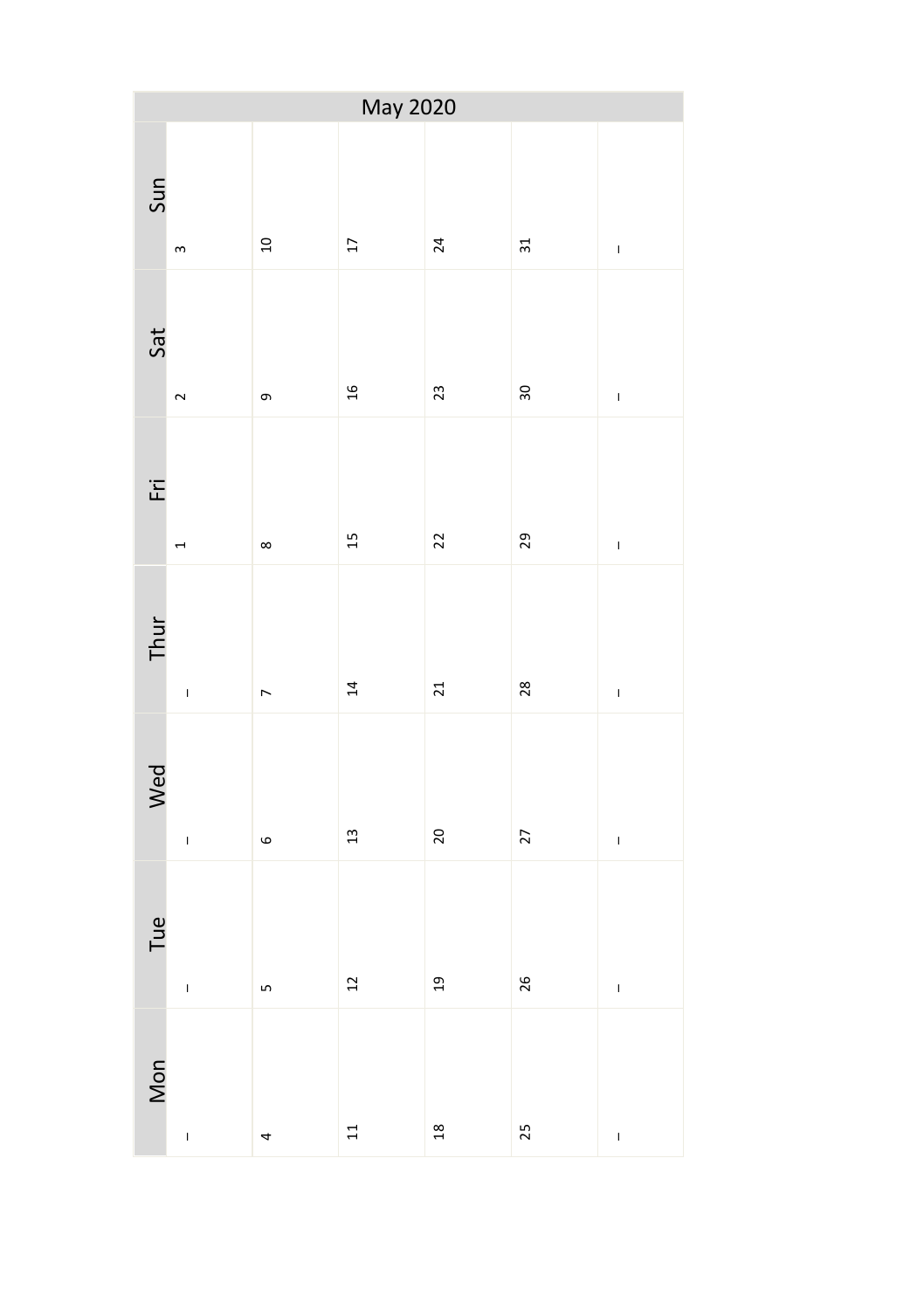| May 2020 | | | | | | |
|---|---|---|---|---|---|---|
| Mon | Tue | Wed | Thur | Fri | Sat | Sun |
| – | – | – | – | 1 | 2 | 3 |
| 4 | 5 | 6 | 7 | 8 | 9 | 10 |
| 11 | 12 | 13 | 14 | 15 | 16 | 17 |
| 18 | 19 | 20 | 21 | 22 | 23 | 24 |
| 25 | 26 | 27 | 28 | 29 | 30 | 31 |
| – | – | – | – | – | – | – |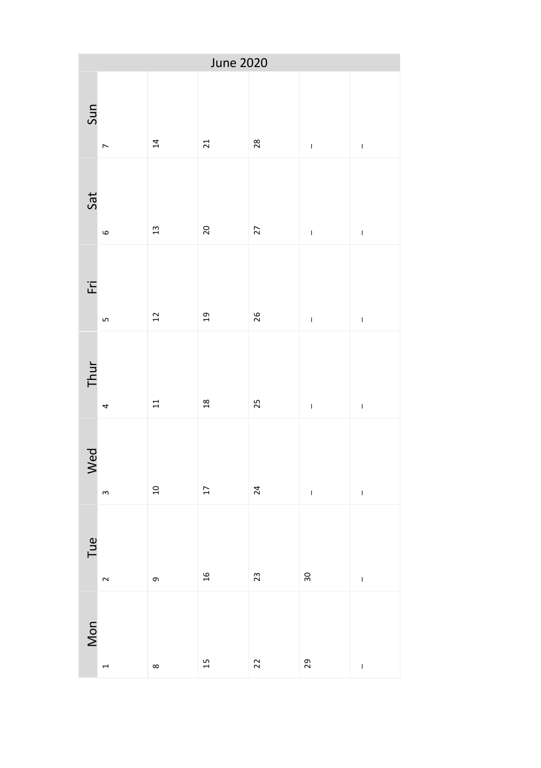# June 2020

| Mon | Tue | Wed | Thur | Fri | Sat | Sun |
|---|---|---|---|---|---|---|
| 1 | 2 | 3 | 4 | 5 | 6 | 7 |
| 8 | 9 | 10 | 11 | 12 | 13 | 14 |
| 15 | 16 | 17 | 18 | 19 | 20 | 21 |
| 22 | 23 | 24 | 25 | 26 | 27 | 28 |
| 29 | 30 | – | – | – | – | – |
| – | – | – | – | – | – | – |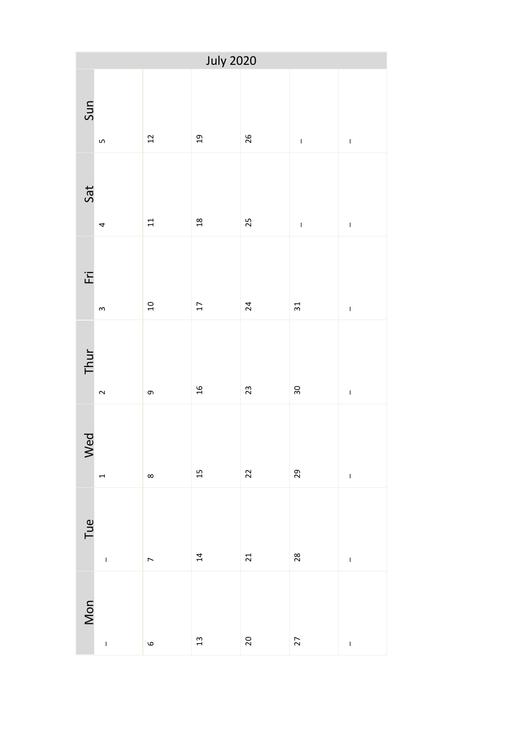| July 2020 | | | | | | |
|---|---|---|---|---|---|---|
| Mon | Tue | Wed | Thur | Fri | Sat | Sun |
| – | – | 1 | 2 | 3 | 4 | 5 |
| 6 | 7 | 8 | 9 | 10 | 11 | 12 |
| 13 | 14 | 15 | 16 | 17 | 18 | 19 |
| 20 | 21 | 22 | 23 | 24 | 25 | 26 |
| 27 | 28 | 29 | 30 | 31 | – | – |
| – | – | – | – | – | – | – |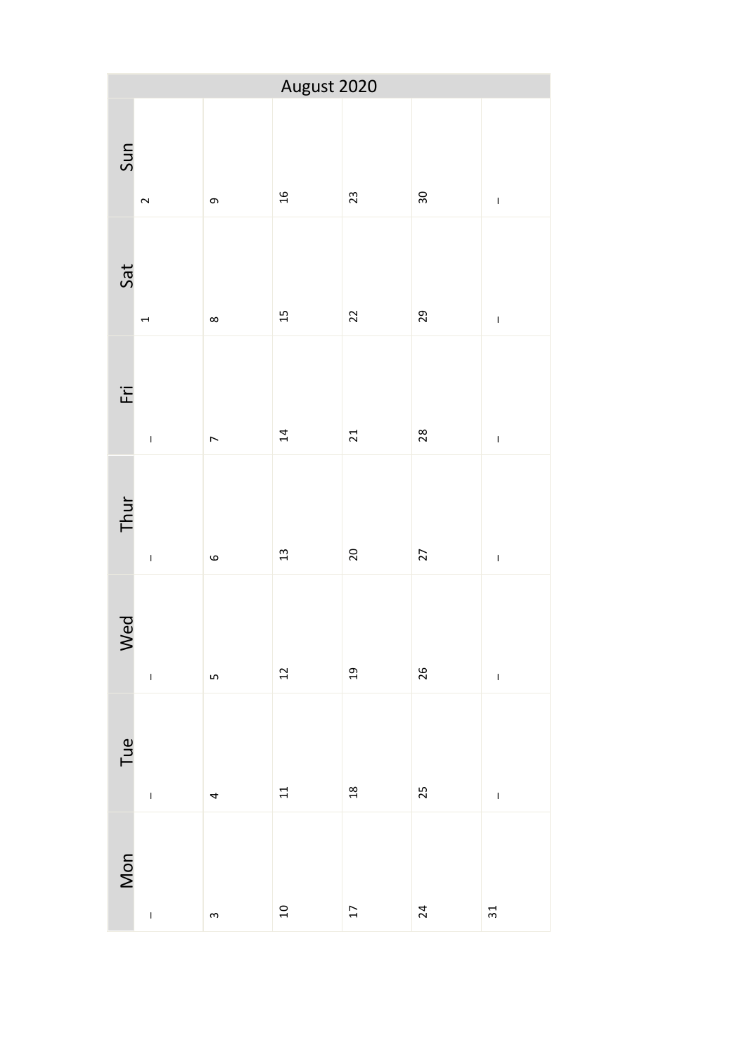# August 2020

| Mon | Tue | Wed | Thur | Fri | Sat | Sun |
|---|---|---|---|---|---|---|
| – | – | – | – | – | 1 | 2 |
| 3 | 4 | 5 | 6 | 7 | 8 | 9 |
| 10 | 11 | 12 | 13 | 14 | 15 | 16 |
| 17 | 18 | 19 | 20 | 21 | 22 | 23 |
| 24 | 25 | 26 | 27 | 28 | 29 | 30 |
| 31 | – | – | – | – | – | – |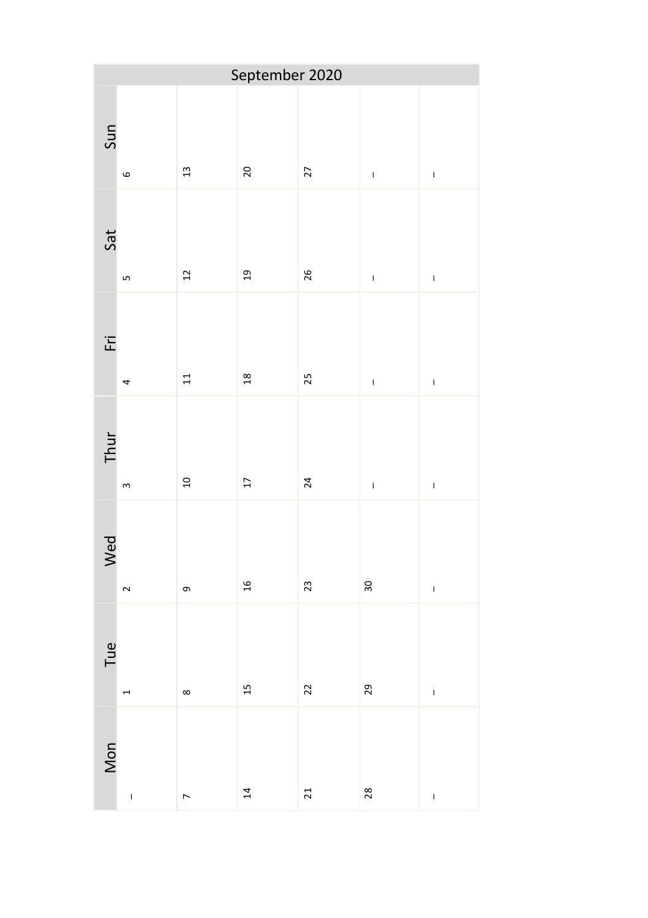| September 2020 | | | | | | |
|---|---|---|---|---|---|---|
| Mon | Tue | Wed | Thur | Fri | Sat | Sun |
| – | 1 | 2 | 3 | 4 | 5 | 6 |
| 7 | 8 | 9 | 10 | 11 | 12 | 13 |
| 14 | 15 | 16 | 17 | 18 | 19 | 20 |
| 21 | 22 | 23 | 24 | 25 | 26 | 27 |
| 28 | 29 | 30 | – | – | – | – |
| – | – | – | – | – | – | – |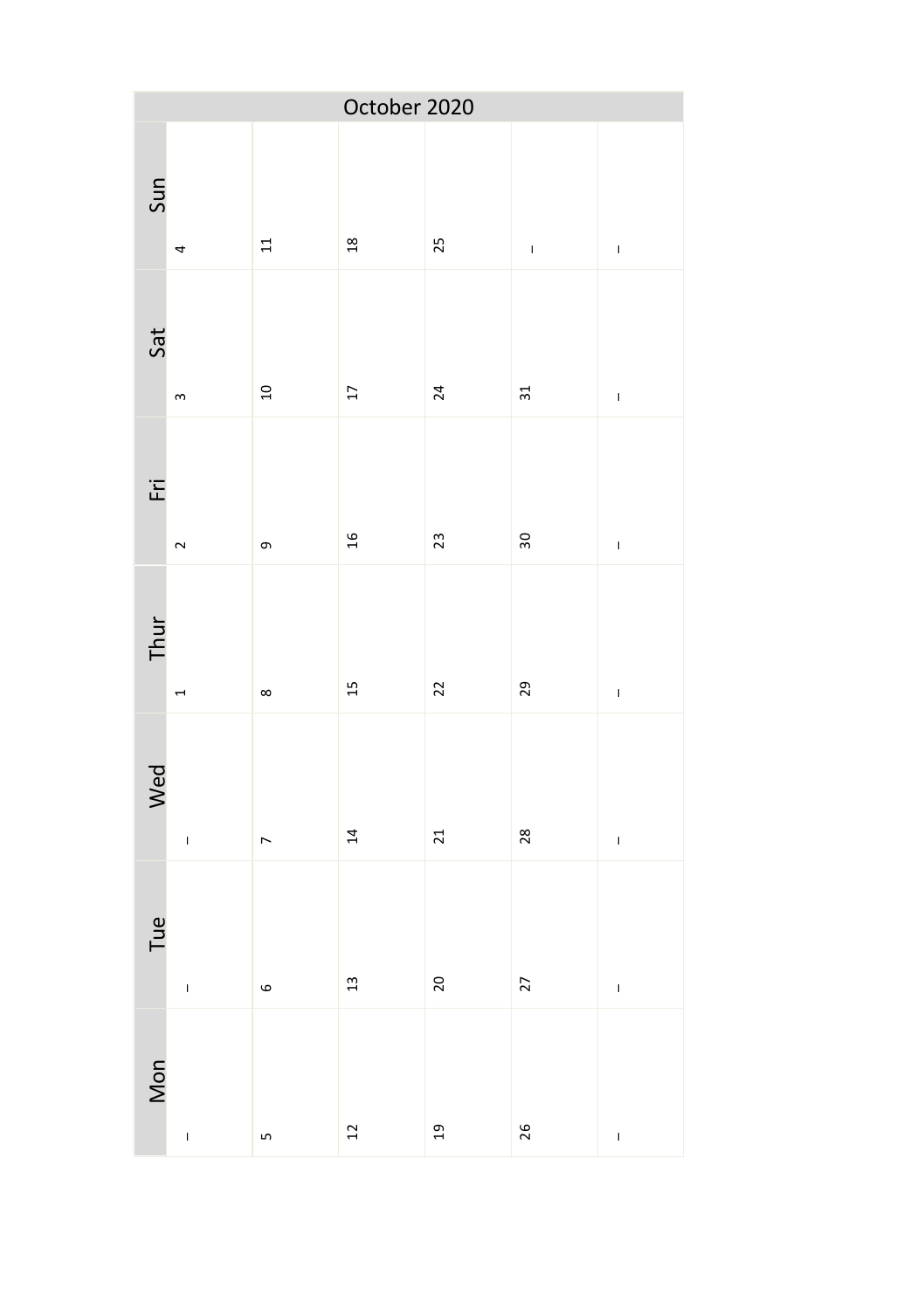| October 2020 | | | | | | |
|---|---|---|---|---|---|---|
| Mon | Tue | Wed | Thur | Fri | Sat | Sun |
| – | – | – | 1 | 2 | 3 | 4 |
| 5 | 6 | 7 | 8 | 9 | 10 | 11 |
| 12 | 13 | 14 | 15 | 16 | 17 | 18 |
| 19 | 20 | 21 | 22 | 23 | 24 | 25 |
| 26 | 27 | 28 | 29 | 30 | 31 | – |
| – | – | – | – | – | – | – |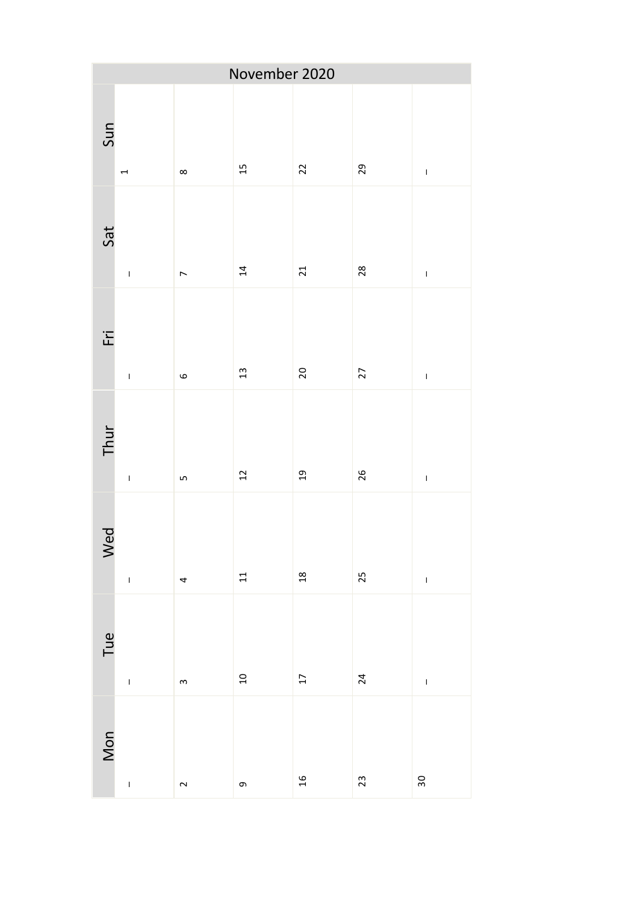# November 2020

| Mon | Tue | Wed | Thur | Fri | Sat | Sun |
|---|---|---|---|---|---|---|
| – | – | – | – | – | – | 1 |
| 2 | 3 | 4 | 5 | 6 | 7 | 8 |
| 9 | 10 | 11 | 12 | 13 | 14 | 15 |
| 16 | 17 | 18 | 19 | 20 | 21 | 22 |
| 23 | 24 | 25 | 26 | 27 | 28 | 29 |
| 30 | – | – | – | – | – | – |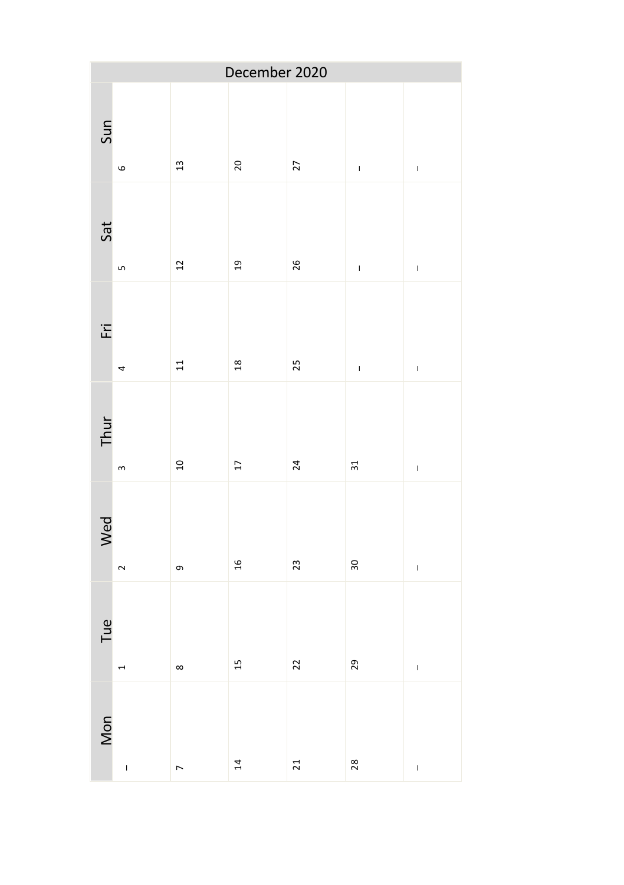# December 2020

| Mon | Tue | Wed | Thur | Fri | Sat | Sun |
|---|---|---|---|---|---|---|
| – | 1 | 2 | 3 | 4 | 5 | 6 |
| 7 | 8 | 9 | 10 | 11 | 12 | 13 |
| 14 | 15 | 16 | 17 | 18 | 19 | 20 |
| 21 | 22 | 23 | 24 | 25 | 26 | 27 |
| 28 | 29 | 30 | 31 | – | – | – |
| – | – | – | – | – | – | – |